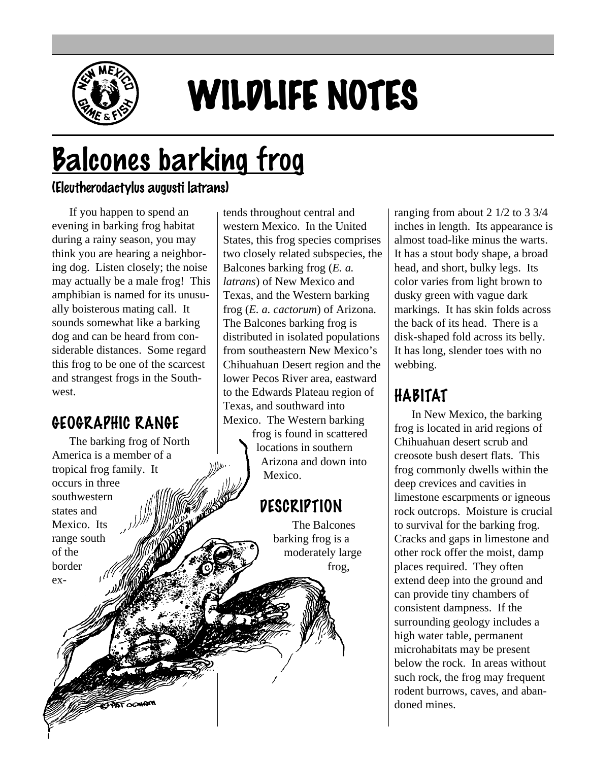# WILDLIFE NOTES

## Balcones barking frog

### (Eleutherodactylus augusti latrans)

If you happen to spend an evening in barking frog habitat during a rainy season, you may think you are hearing a neighboring dog. Listen closely; the noise may actually be a male frog! This amphibian is named for its unusually boisterous mating call. It sounds somewhat like a barking dog and can be heard from considerable distances. Some regard this frog to be one of the scarcest and strangest frogs in the Southwest.

## GEOGRAPHIC RANGE

The barking frog of North America is a member of a tropical frog family. It occurs in three southwestern states and Mexico. Its range south of the border extends throughout central and western Mexico. In the United States, this frog species comprises two closely related subspecies, the Balcones barking frog (*E. a. latrans*) of New Mexico and Texas, and the Western barking frog (*E. a. cactorum*) of Arizona. The Balcones barking frog is distributed in isolated populations from southeastern New Mexico's Chihuahuan Desert region and the lower Pecos River area, eastward to the Edwards Plateau region of Texas, and southward into Mexico. The Western barking frog is found in scattered locations in southern Arizona and down into Mexico.

## DESCRIPTION

The Balcones barking frog is a moderately large frog, ranging from about 2 1/2 to 3 3/4 inches in length. Its appearance is almost toad-like minus the warts. It has a stout body shape, a broad head, and short, bulky legs. Its color varies from light brown to dusky green with vague dark markings. It has skin folds across the back of its head. There is a disk-shaped fold across its belly. It has long, slender toes with no webbing.

## HABITAT

In New Mexico, the barking frog is located in arid regions of Chihuahuan desert scrub and creosote bush desert flats. This frog commonly dwells within the deep crevices and cavities in limestone escarpments or igneous rock outcrops. Moisture is crucial to survival for the barking frog. Cracks and gaps in limestone and other rock offer the moist, damp places required. They often extend deep into the ground and can provide tiny chambers of consistent dampness. If the surrounding geology includes a high water table, permanent microhabitats may be present below the rock. In areas without such rock, the frog may frequent rodent burrows, caves, and abandoned mines.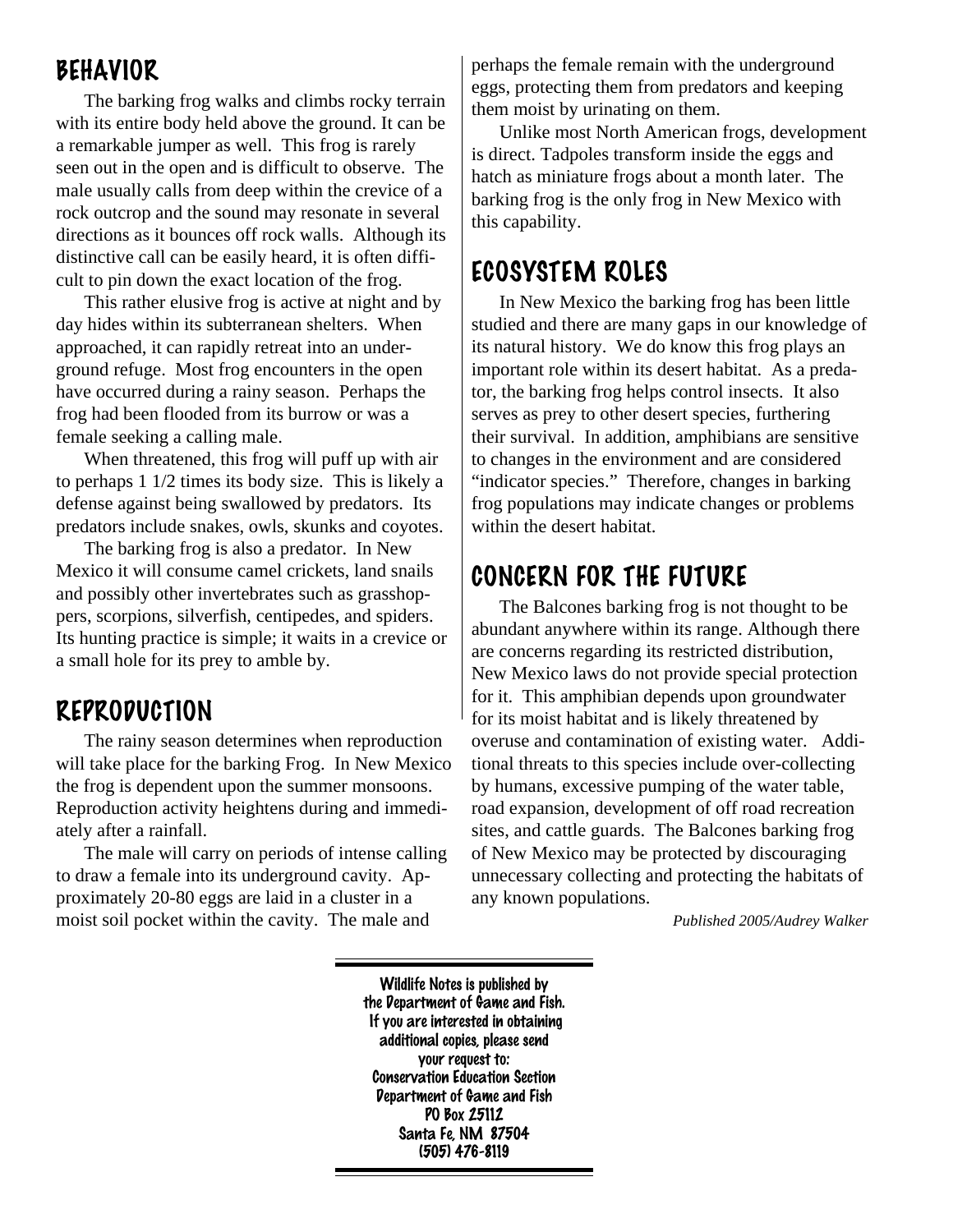## BEHAVIOR

The barking frog walks and climbs rocky terrain with its entire body held above the ground. It can be a remarkable jumper as well. This frog is rarely seen out in the open and is difficult to observe. The male usually calls from deep within the crevice of a rock outcrop and the sound may resonate in several directions as it bounces off rock walls. Although its distinctive call can be easily heard, it is often difficult to pin down the exact location of the frog.

This rather elusive frog is active at night and by day hides within its subterranean shelters. When approached, it can rapidly retreat into an underground refuge. Most frog encounters in the open have occurred during a rainy season. Perhaps the frog had been flooded from its burrow or was a female seeking a calling male.

When threatened, this frog will puff up with air to perhaps 1 1/2 times its body size. This is likely a defense against being swallowed by predators. Its predators include snakes, owls, skunks and coyotes.

The barking frog is also a predator. In New Mexico it will consume camel crickets, land snails and possibly other invertebrates such as grasshoppers, scorpions, silverfish, centipedes, and spiders. Its hunting practice is simple; it waits in a crevice or a small hole for its prey to amble by.

## REPRODUCTION

The rainy season determines when reproduction will take place for the barking Frog. In New Mexico the frog is dependent upon the summer monsoons. Reproduction activity heightens during and immediately after a rainfall.

The male will carry on periods of intense calling to draw a female into its underground cavity. Approximately 20-80 eggs are laid in a cluster in a moist soil pocket within the cavity. The male and perhaps the female remain with the underground eggs, protecting them from predators and keeping them moist by urinating on them.

Unlike most North American frogs, development is direct. Tadpoles transform inside the eggs and hatch as miniature frogs about a month later. The barking frog is the only frog in New Mexico with this capability.

## ECOSYSTEM ROLES

In New Mexico the barking frog has been little studied and there are many gaps in our knowledge of its natural history. We do know this frog plays an important role within its desert habitat. As a predator, the barking frog helps control insects. It also serves as prey to other desert species, furthering their survival. In addition, amphibians are sensitive to changes in the environment and are considered "indicator species." Therefore, changes in barking frog populations may indicate changes or problems within the desert habitat.

## CONCERN FOR THE FUTURE

The Balcones barking frog is not thought to be abundant anywhere within its range. Although there are concerns regarding its restricted distribution, New Mexico laws do not provide special protection for it. This amphibian depends upon groundwater for its moist habitat and is likely threatened by overuse and contamination of existing water. Additional threats to this species include over-collecting by humans, excessive pumping of the water table, road expansion, development of off road recreation sites, and cattle guards. The Balcones barking frog of New Mexico may be protected by discouraging unnecessary collecting and protecting the habitats of any known populations.

*Published 2005/Audrey Walker*

Wildlife Notes is published by
the Department of Game and Fish.
If you are interested in obtaining
additional copies, please send
your request to:
Conservation Education Section
Department of Game and Fish
PO Box 25112
Santa Fe, NM 87504
(505) 476-8119